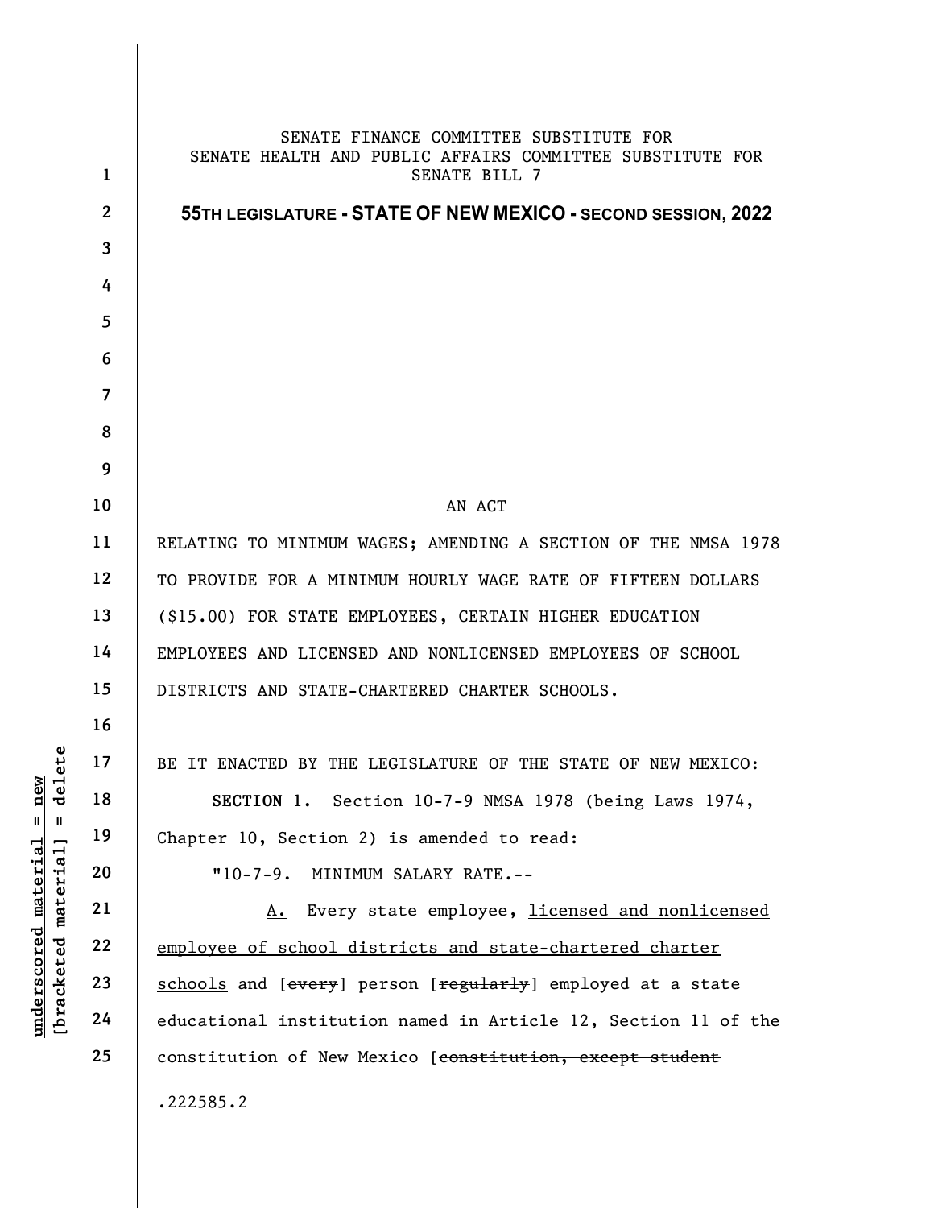SENATE FINANCE COMMITTEE SUBSTITUTE FOR
SENATE HEALTH AND PUBLIC AFFAIRS COMMITTEE SUBSTITUTE FOR
SENATE BILL 7

**55TH LEGISLATURE - STATE OF NEW MEXICO - SECOND SESSION, 2022**

AN ACT

RELATING TO MINIMUM WAGES; AMENDING A SECTION OF THE NMSA 1978 TO PROVIDE FOR A MINIMUM HOURLY WAGE RATE OF FIFTEEN DOLLARS ($15.00) FOR STATE EMPLOYEES, CERTAIN HIGHER EDUCATION EMPLOYEES AND LICENSED AND NONLICENSED EMPLOYEES OF SCHOOL DISTRICTS AND STATE-CHARTERED CHARTER SCHOOLS.

BE IT ENACTED BY THE LEGISLATURE OF THE STATE OF NEW MEXICO:

**SECTION 1.** Section 10-7-9 NMSA 1978 (being Laws 1974, Chapter 10, Section 2) is amended to read:

"10-7-9. MINIMUM SALARY RATE.--

<u>A.</u> Every state employee, <u>licensed and nonlicensed employee of school districts and state-chartered charter schools</u> and [~~every~~] person [~~regularly~~] employed at a state educational institution named in Article 12, Section 11 of the <u>constitution of</u> New Mexico [~~constitution, except student~~

.222585.2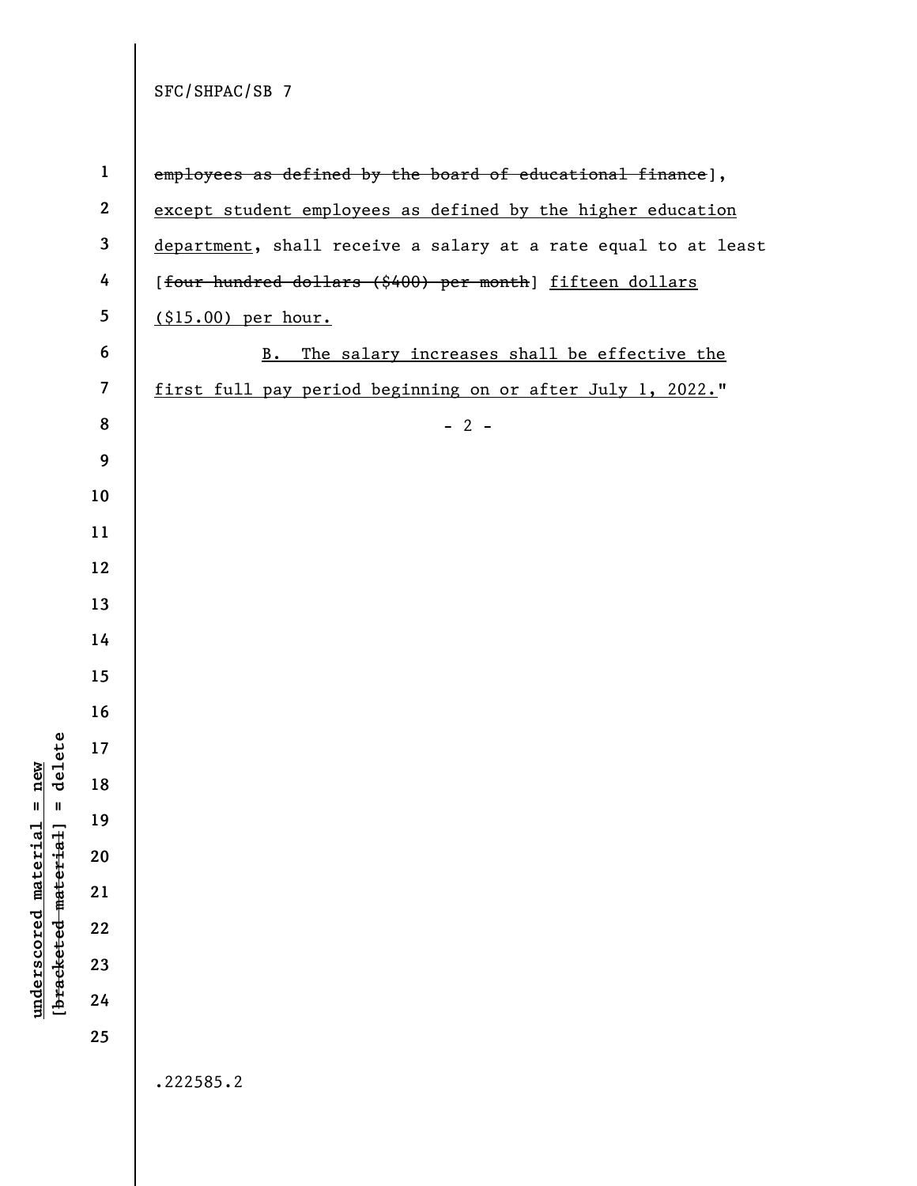[~~employees as defined by the board of educational finance~~], <u>except student employees as defined by the higher education department</u>, shall receive a salary at a rate equal to at least [~~four hundred dollars ($400) per month~~] <u>fifteen dollars ($15.00) per hour.</u>

<u>B. The salary increases shall be effective the first full pay period beginning on or after July 1, 2022.</u>"

.222585.2